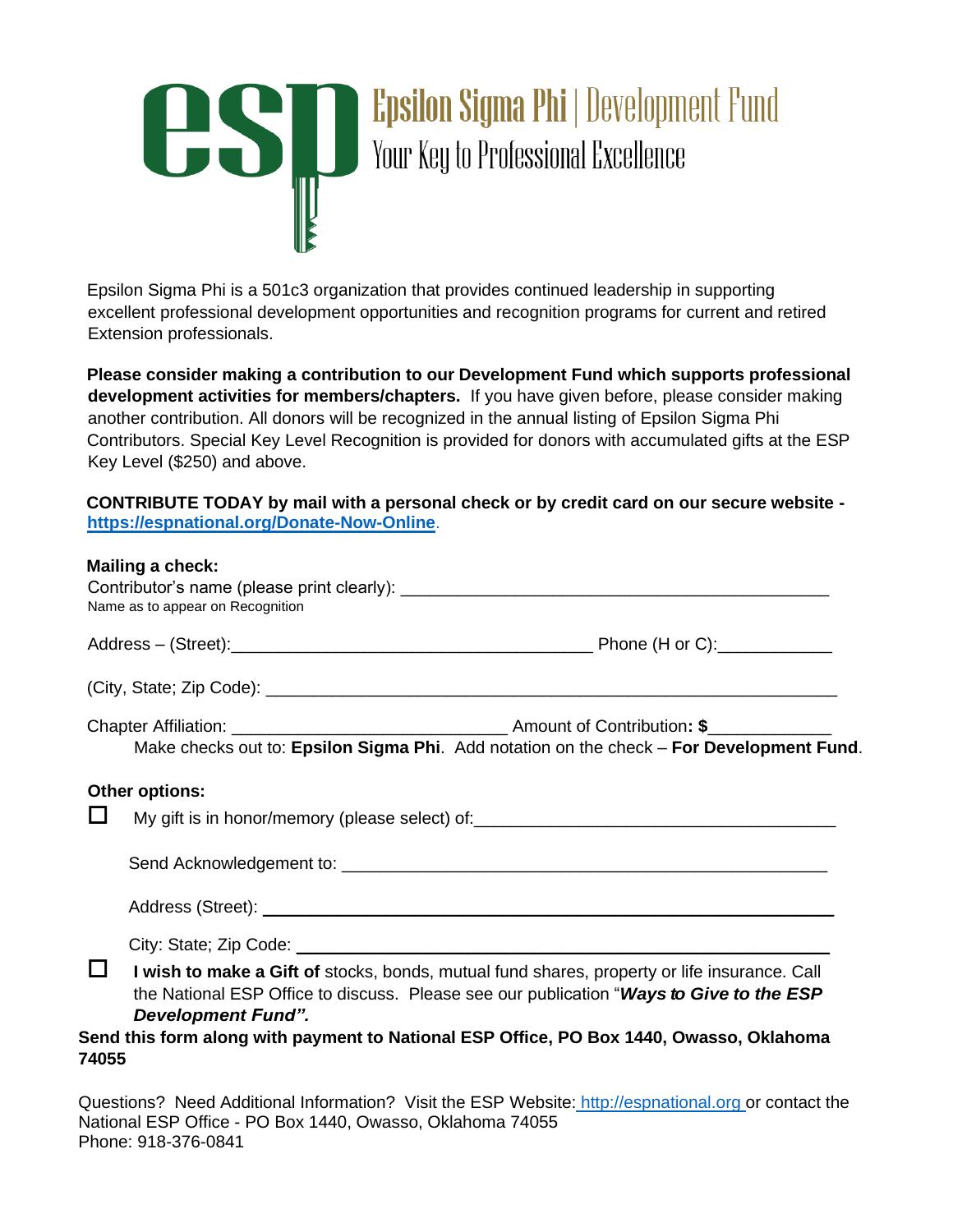# Epsilon Sigma Phi | Development Fund

Your Key to Professional Excellence

Epsilon Sigma Phi is a 501c3 organization that provides continued leadership in supporting excellent professional development opportunities and recognition programs for current and retired Extension professionals.

**Please consider making a contribution to our Development Fund which supports professional development activities for members/chapters.** If you have given before, please consider making another contribution. All donors will be recognized in the annual listing of Epsilon Sigma Phi Contributors. Special Key Level Recognition is provided for donors with accumulated gifts at the ESP Key Level ($250) and above.

**CONTRIBUTE TODAY by mail with a personal check or by credit card on our secure website - [https://espnational.org/Donate-Now-Online](https://espnational.org/Donate-Now-Online).**

**Mailing a check:**

Contributor's name (please print clearly): _______________________________________________
Name as to appear on Recognition

Address – (Street):________________________________________ Phone (H or C):____________

(City, State; Zip Code): __________________________________________________________

Chapter Affiliation: _____________________________ Amount of Contribution**: $**_____________

Make checks out to: **Epsilon Sigma Phi**. Add notation on the check – **For Development Fund**.

**Other options:**

☐ My gift is in honor/memory (please select) of:________________________________________

Send Acknowledgement to: ______________________________________________________

Address (Street): ____________________________________________________________

City: State; Zip Code: _________________________________________________________

☐ **I wish to make a Gift of** stocks, bonds, mutual fund shares, property or life insurance. Call the National ESP Office to discuss. Please see our publication "***Ways to Give to the ESP Development Fund".***

**Send this form along with payment to National ESP Office, PO Box 1440, Owasso, Oklahoma 74055**

Questions? Need Additional Information? Visit the ESP Website: [http://espnational.org](http://espnational.org) or contact the National ESP Office - PO Box 1440, Owasso, Oklahoma 74055
Phone: 918-376-0841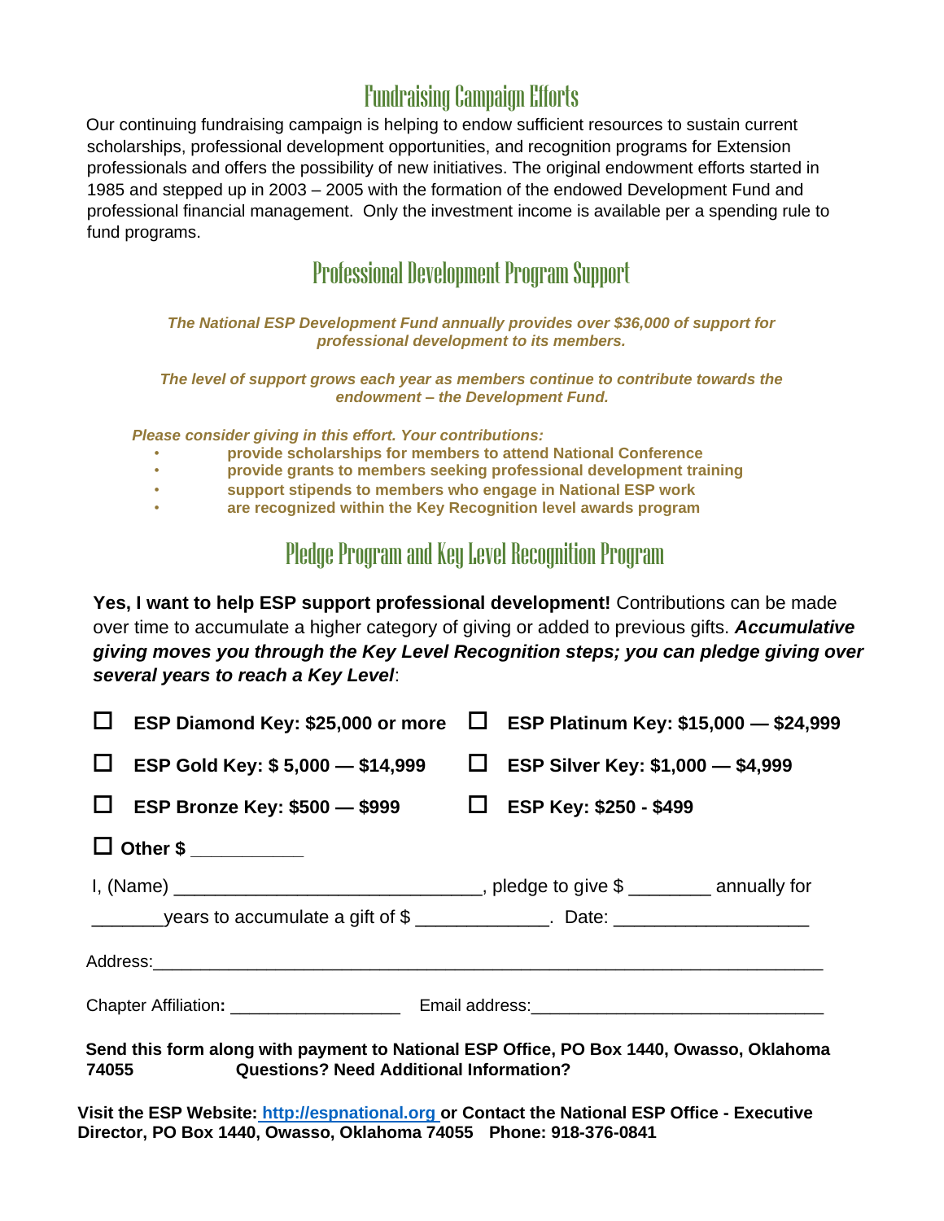## Fundraising Campaign Efforts

Our continuing fundraising campaign is helping to endow sufficient resources to sustain current scholarships, professional development opportunities, and recognition programs for Extension professionals and offers the possibility of new initiatives. The original endowment efforts started in 1985 and stepped up in 2003 – 2005 with the formation of the endowed Development Fund and professional financial management. Only the investment income is available per a spending rule to fund programs.

## Professional Development Program Support

***The National ESP Development Fund annually provides over $36,000 of support for professional development to its members.***

***The level of support grows each year as members continue to contribute towards the endowment – the Development Fund.***

***Please consider giving in this effort. Your contributions:***

- **provide scholarships for members to attend National Conference**
- **provide grants to members seeking professional development training**
- **support stipends to members who engage in National ESP work**
- **are recognized within the Key Recognition level awards program**

## Pledge Program and Key Level Recognition Program

**Yes, I want to help ESP support professional development!** Contributions can be made over time to accumulate a higher category of giving or added to previous gifts. ***Accumulative giving moves you through the Key Level Recognition steps; you can pledge giving over several years to reach a Key Level***:

☐ **ESP Diamond Key: $25,000 or more**

☐ **ESP Platinum Key: $15,000 — $24,999**

☐ **ESP Gold Key: $ 5,000 — $14,999**

☐ **ESP Silver Key: $1,000 — $4,999**

☐ **ESP Bronze Key: $500 — $999**

☐ **ESP Key: $250 - $499**

☐ **Other $** ___________

I, (Name) ______________________________, pledge to give $ ________ annually for _______years to accumulate a gift of $ _____________. Date: ___________________

Address:_____________________________________________________________________

Chapter Affiliation**:** _________________ Email address:_______________________________

**Send this form along with payment to National ESP Office, PO Box 1440, Owasso, Oklahoma 74055 Questions? Need Additional Information?**

**Visit the ESP Website: http://espnational.org or Contact the National ESP Office - Executive Director, PO Box 1440, Owasso, Oklahoma 74055 Phone: 918-376-0841**